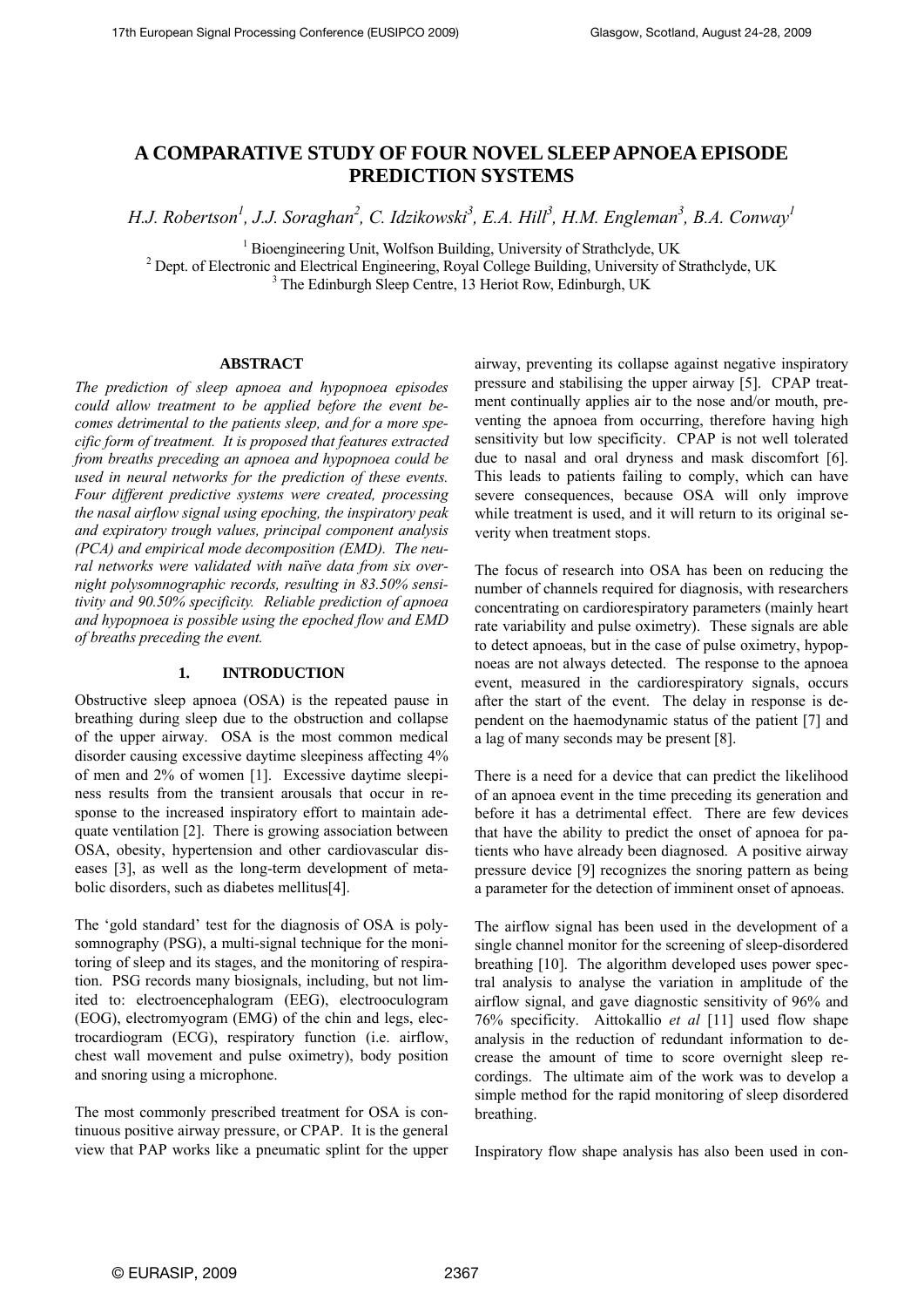# A COMPARATIVE STUDY OF FOUR NOVEL SLEEP APNOEA EPISODE PREDICTION SYSTEMS

*H.J. Robertson[1], J.J. Soraghan[2], C. Idzikowski[3], E.A. Hill[3], H.M. Engleman[3], B.A. Conway[1]*

[1] Bioengineering Unit, Wolfson Building, University of Strathclyde, UK
[2] Dept. of Electronic and Electrical Engineering, Royal College Building, University of Strathclyde, UK
[3] The Edinburgh Sleep Centre, 13 Heriot Row, Edinburgh, UK

## ABSTRACT

*The prediction of sleep apnoea and hypopnoea episodes could allow treatment to be applied before the event becomes detrimental to the patients sleep, and for a more specific form of treatment. It is proposed that features extracted from breaths preceding an apnoea and hypopnoea could be used in neural networks for the prediction of these events. Four different predictive systems were created, processing the nasal airflow signal using epoching, the inspiratory peak and expiratory trough values, principal component analysis (PCA) and empirical mode decomposition (EMD). The neural networks were validated with naïve data from six overnight polysomnographic records, resulting in 83.50% sensitivity and 90.50% specificity. Reliable prediction of apnoea and hypopnoea is possible using the epoched flow and EMD of breaths preceding the event.*

## 1. INTRODUCTION

Obstructive sleep apnoea (OSA) is the repeated pause in breathing during sleep due to the obstruction and collapse of the upper airway. OSA is the most common medical disorder causing excessive daytime sleepiness affecting 4% of men and 2% of women [1]. Excessive daytime sleepiness results from the transient arousals that occur in response to the increased inspiratory effort to maintain adequate ventilation [2]. There is growing association between OSA, obesity, hypertension and other cardiovascular diseases [3], as well as the long-term development of metabolic disorders, such as diabetes mellitus[4].

The 'gold standard' test for the diagnosis of OSA is polysomnography (PSG), a multi-signal technique for the monitoring of sleep and its stages, and the monitoring of respiration. PSG records many biosignals, including, but not limited to: electroencephalogram (EEG), electrooculogram (EOG), electromyogram (EMG) of the chin and legs, electrocardiogram (ECG), respiratory function (i.e. airflow, chest wall movement and pulse oximetry), body position and snoring using a microphone.

The most commonly prescribed treatment for OSA is continuous positive airway pressure, or CPAP. It is the general view that PAP works like a pneumatic splint for the upper airway, preventing its collapse against negative inspiratory pressure and stabilising the upper airway [5]. CPAP treatment continually applies air to the nose and/or mouth, preventing the apnoea from occurring, therefore having high sensitivity but low specificity. CPAP is not well tolerated due to nasal and oral dryness and mask discomfort [6]. This leads to patients failing to comply, which can have severe consequences, because OSA will only improve while treatment is used, and it will return to its original severity when treatment stops.

The focus of research into OSA has been on reducing the number of channels required for diagnosis, with researchers concentrating on cardiorespiratory parameters (mainly heart rate variability and pulse oximetry). These signals are able to detect apnoeas, but in the case of pulse oximetry, hypopnoeas are not always detected. The response to the apnoea event, measured in the cardiorespiratory signals, occurs after the start of the event. The delay in response is dependent on the haemodynamic status of the patient [7] and a lag of many seconds may be present [8].

There is a need for a device that can predict the likelihood of an apnoea event in the time preceding its generation and before it has a detrimental effect. There are few devices that have the ability to predict the onset of apnoea for patients who have already been diagnosed. A positive airway pressure device [9] recognizes the snoring pattern as being a parameter for the detection of imminent onset of apnoeas.

The airflow signal has been used in the development of a single channel monitor for the screening of sleep-disordered breathing [10]. The algorithm developed uses power spectral analysis to analyse the variation in amplitude of the airflow signal, and gave diagnostic sensitivity of 96% and 76% specificity. Aittokallio *et al* [11] used flow shape analysis in the reduction of redundant information to decrease the amount of time to score overnight sleep recordings. The ultimate aim of the work was to develop a simple method for the rapid monitoring of sleep disordered breathing.

Inspiratory flow shape analysis has also been used in con-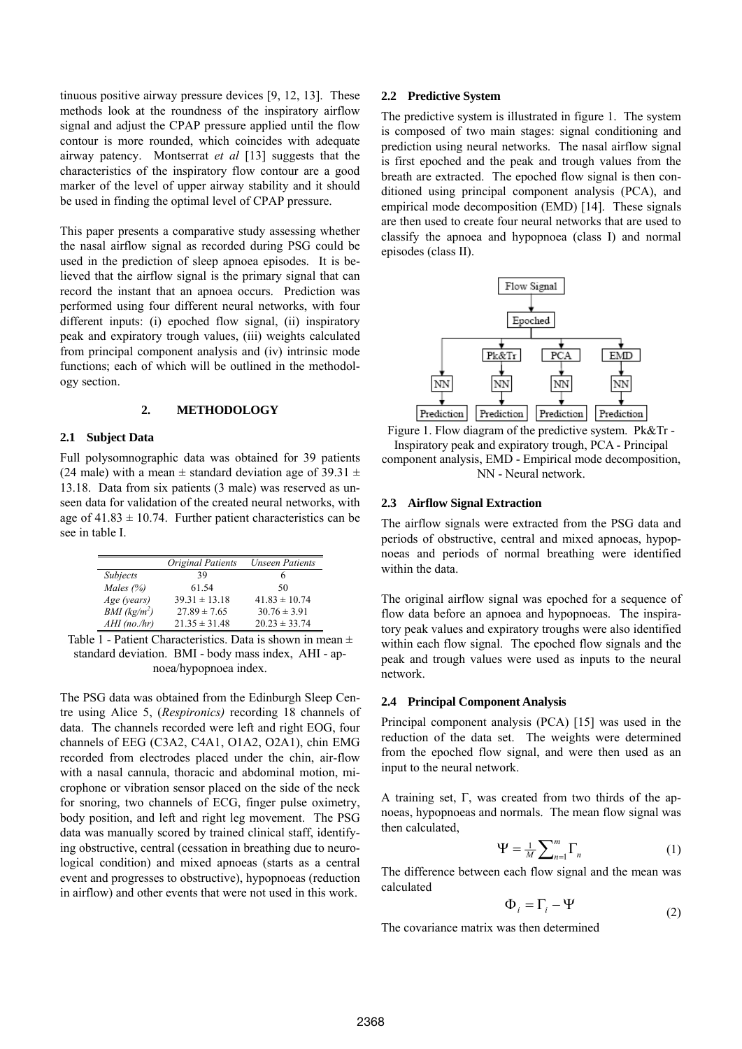tinuous positive airway pressure devices [9, 12, 13]. These methods look at the roundness of the inspiratory airflow signal and adjust the CPAP pressure applied until the flow contour is more rounded, which coincides with adequate airway patency. Montserrat *et al* [13] suggests that the characteristics of the inspiratory flow contour are a good marker of the level of upper airway stability and it should be used in finding the optimal level of CPAP pressure.

This paper presents a comparative study assessing whether the nasal airflow signal as recorded during PSG could be used in the prediction of sleep apnoea episodes. It is believed that the airflow signal is the primary signal that can record the instant that an apnoea occurs. Prediction was performed using four different neural networks, with four different inputs: (i) epoched flow signal, (ii) inspiratory peak and expiratory trough values, (iii) weights calculated from principal component analysis and (iv) intrinsic mode functions; each of which will be outlined in the methodology section.

## 2. METHODOLOGY

### 2.1 Subject Data

Full polysomnographic data was obtained for 39 patients (24 male) with a mean ± standard deviation age of 39.31 ± 13.18. Data from six patients (3 male) was reserved as unseen data for validation of the created neural networks, with age of 41.83 ± 10.74. Further patient characteristics can be see in table I.

| | *Original Patients* | *Unseen Patients* |
|---|---|---|
| *Subjects* | 39 | 6 |
| *Males (%)* | 61.54 | 50 |
| *Age (years)* | 39.31 ± 13.18 | 41.83 ± 10.74 |
| *BMI (kg/m$^2$)* | 27.89 ± 7.65 | 30.76 ± 3.91 |
| *AHI (no./hr)* | 21.35 ± 31.48 | 20.23 ± 33.74 |

Table 1 - Patient Characteristics. Data is shown in mean ± standard deviation. BMI - body mass index, AHI - apnoea/hypopnoea index.

The PSG data was obtained from the Edinburgh Sleep Centre using Alice 5, (*Respironics)* recording 18 channels of data. The channels recorded were left and right EOG, four channels of EEG (C3A2, C4A1, O1A2, O2A1), chin EMG recorded from electrodes placed under the chin, air-flow with a nasal cannula, thoracic and abdominal motion, microphone or vibration sensor placed on the side of the neck for snoring, two channels of ECG, finger pulse oximetry, body position, and left and right leg movement. The PSG data was manually scored by trained clinical staff, identifying obstructive, central (cessation in breathing due to neurological condition) and mixed apnoeas (starts as a central event and progresses to obstructive), hypopnoeas (reduction in airflow) and other events that were not used in this work.

### 2.2 Predictive System

The predictive system is illustrated in figure 1. The system is composed of two main stages: signal conditioning and prediction using neural networks. The nasal airflow signal is first epoched and the peak and trough values from the breath are extracted. The epoched flow signal is then conditioned using principal component analysis (PCA), and empirical mode decomposition (EMD) [14]. These signals are then used to create four neural networks that are used to classify the apnoea and hypopnoea (class I) and normal episodes (class II).

Figure 1. Flow diagram of the predictive system. Pk&Tr - Inspiratory peak and expiratory trough, PCA - Principal component analysis, EMD - Empirical mode decomposition, NN - Neural network.

### 2.3 Airflow Signal Extraction

The airflow signals were extracted from the PSG data and periods of obstructive, central and mixed apnoeas, hypopnoeas and periods of normal breathing were identified within the data.

The original airflow signal was epoched for a sequence of flow data before an apnoea and hypopnoeas. The inspiratory peak values and expiratory troughs were also identified within each flow signal. The epoched flow signals and the peak and trough values were used as inputs to the neural network.

### 2.4 Principal Component Analysis

Principal component analysis (PCA) [15] was used in the reduction of the data set. The weights were determined from the epoched flow signal, and were then used as an input to the neural network.

A training set, $\Gamma$, was created from two thirds of the apnoeas, hypopnoeas and normals. The mean flow signal was then calculated,

$$\Psi = \tfrac{1}{M}\sum_{n=1}^{m}\Gamma_n \tag{1}$$

The difference between each flow signal and the mean was calculated

$$\Phi_i = \Gamma_i - \Psi \tag{2}$$

The covariance matrix was then determined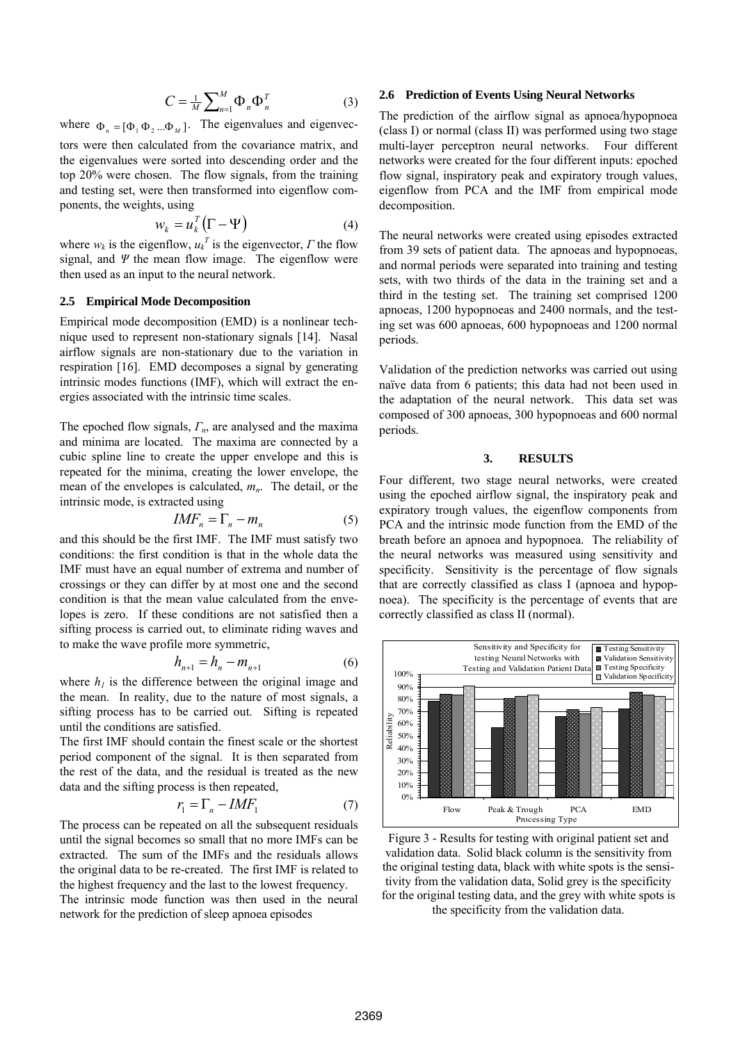$$C = \frac{1}{M}\sum_{n=1}^{M} \Phi_n \Phi_n^T \tag{3}$$

where $\Phi_n = [\Phi_1 \Phi_2 ... \Phi_M]$. The eigenvalues and eigenvectors were then calculated from the covariance matrix, and the eigenvalues were sorted into descending order and the top 20% were chosen. The flow signals, from the training and testing set, were then transformed into eigenflow components, the weights, using

$$w_k = u_k^T(\Gamma - \Psi) \tag{4}$$

where $w_k$ is the eigenflow, $u_k^T$ is the eigenvector, $\Gamma$ the flow signal, and $\Psi$ the mean flow image. The eigenflow were then used as an input to the neural network.

### 2.5 Empirical Mode Decomposition

Empirical mode decomposition (EMD) is a nonlinear technique used to represent non-stationary signals [14]. Nasal airflow signals are non-stationary due to the variation in respiration [16]. EMD decomposes a signal by generating intrinsic modes functions (IMF), which will extract the energies associated with the intrinsic time scales.

The epoched flow signals, $\Gamma_n$, are analysed and the maxima and minima are located. The maxima are connected by a cubic spline line to create the upper envelope and this is repeated for the minima, creating the lower envelope, the mean of the envelopes is calculated, $m_n$. The detail, or the intrinsic mode, is extracted using

$$IMF_n = \Gamma_n - m_n \tag{5}$$

and this should be the first IMF. The IMF must satisfy two conditions: the first condition is that in the whole data the IMF must have an equal number of extrema and number of crossings or they can differ by at most one and the second condition is that the mean value calculated from the envelopes is zero. If these conditions are not satisfied then a sifting process is carried out, to eliminate riding waves and to make the wave profile more symmetric,

$$h_{n+1} = h_n - m_{n+1} \tag{6}$$

where $h_1$ is the difference between the original image and the mean. In reality, due to the nature of most signals, a sifting process has to be carried out. Sifting is repeated until the conditions are satisfied.

The first IMF should contain the finest scale or the shortest period component of the signal. It is then separated from the rest of the data, and the residual is treated as the new data and the sifting process is then repeated,

$$r_1 = \Gamma_n - IMF_1 \tag{7}$$

The process can be repeated on all the subsequent residuals until the signal becomes so small that no more IMFs can be extracted. The sum of the IMFs and the residuals allows the original data to be re-created. The first IMF is related to the highest frequency and the last to the lowest frequency.

The intrinsic mode function was then used in the neural network for the prediction of sleep apnoea episodes

### 2.6 Prediction of Events Using Neural Networks

The prediction of the airflow signal as apnoea/hypopnoea (class I) or normal (class II) was performed using two stage multi-layer perceptron neural networks. Four different networks were created for the four different inputs: epoched flow signal, inspiratory peak and expiratory trough values, eigenflow from PCA and the IMF from empirical mode decomposition.

The neural networks were created using episodes extracted from 39 sets of patient data. The apnoeas and hypopnoeas, and normal periods were separated into training and testing sets, with two thirds of the data in the training set and a third in the testing set. The training set comprised 1200 apnoeas, 1200 hypopnoeas and 2400 normals, and the testing set was 600 apnoeas, 600 hypopnoeas and 1200 normal periods.

Validation of the prediction networks was carried out using naïve data from 6 patients; this data had not been used in the adaptation of the neural network. This data set was composed of 300 apnoeas, 300 hypopnoeas and 600 normal periods.

## 3. RESULTS

Four different, two stage neural networks, were created using the epoched airflow signal, the inspiratory peak and expiratory trough values, the eigenflow components from PCA and the intrinsic mode function from the EMD of the breath before an apnoea and hypopnoea. The reliability of the neural networks was measured using sensitivity and specificity. Sensitivity is the percentage of flow signals that are correctly classified as class I (apnoea and hypopnoea). The specificity is the percentage of events that are correctly classified as class II (normal).

Figure 3 - Results for testing with original patient set and validation data. Solid black column is the sensitivity from the original testing data, black with white spots is the sensitivity from the validation data, Solid grey is the specificity for the original testing data, and the grey with white spots is the specificity from the validation data.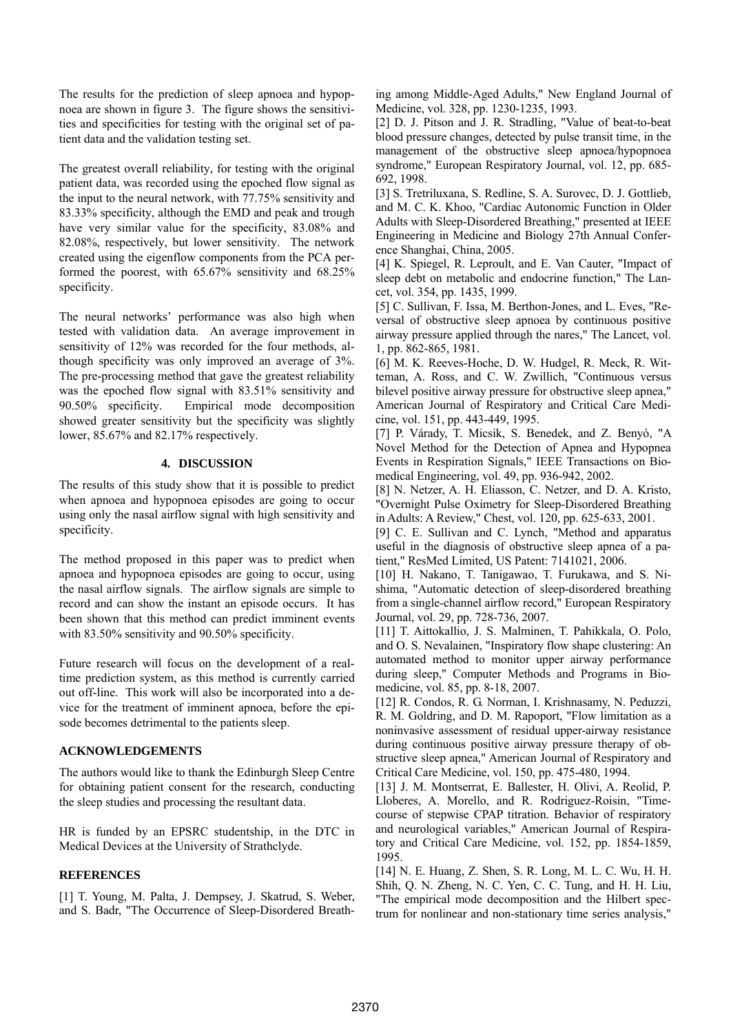The results for the prediction of sleep apnoea and hypopnoea are shown in figure 3. The figure shows the sensitivities and specificities for testing with the original set of patient data and the validation testing set.

The greatest overall reliability, for testing with the original patient data, was recorded using the epoched flow signal as the input to the neural network, with 77.75% sensitivity and 83.33% specificity, although the EMD and peak and trough have very similar value for the specificity, 83.08% and 82.08%, respectively, but lower sensitivity. The network created using the eigenflow components from the PCA performed the poorest, with 65.67% sensitivity and 68.25% specificity.

The neural networks' performance was also high when tested with validation data. An average improvement in sensitivity of 12% was recorded for the four methods, although specificity was only improved an average of 3%. The pre-processing method that gave the greatest reliability was the epoched flow signal with 83.51% sensitivity and 90.50% specificity. Empirical mode decomposition showed greater sensitivity but the specificity was slightly lower, 85.67% and 82.17% respectively.

## 4. DISCUSSION

The results of this study show that it is possible to predict when apnoea and hypopnoea episodes are going to occur using only the nasal airflow signal with high sensitivity and specificity.

The method proposed in this paper was to predict when apnoea and hypopnoea episodes are going to occur, using the nasal airflow signals. The airflow signals are simple to record and can show the instant an episode occurs. It has been shown that this method can predict imminent events with 83.50% sensitivity and 90.50% specificity.

Future research will focus on the development of a real-time prediction system, as this method is currently carried out off-line. This work will also be incorporated into a device for the treatment of imminent apnoea, before the episode becomes detrimental to the patients sleep.

## ACKNOWLEDGEMENTS

The authors would like to thank the Edinburgh Sleep Centre for obtaining patient consent for the research, conducting the sleep studies and processing the resultant data.

HR is funded by an EPSRC studentship, in the DTC in Medical Devices at the University of Strathclyde.

## REFERENCES

[1] T. Young, M. Palta, J. Dempsey, J. Skatrud, S. Weber, and S. Badr, "The Occurrence of Sleep-Disordered Breathing among Middle-Aged Adults," New England Journal of Medicine, vol. 328, pp. 1230-1235, 1993.

[2] D. J. Pitson and J. R. Stradling, "Value of beat-to-beat blood pressure changes, detected by pulse transit time, in the management of the obstructive sleep apnoea/hypopnoea syndrome," European Respiratory Journal, vol. 12, pp. 685-692, 1998.

[3] S. Tretriluxana, S. Redline, S. A. Surovec, D. J. Gottlieb, and M. C. K. Khoo, "Cardiac Autonomic Function in Older Adults with Sleep-Disordered Breathing," presented at IEEE Engineering in Medicine and Biology 27th Annual Conference Shanghai, China, 2005.

[4] K. Spiegel, R. Leproult, and E. Van Cauter, "Impact of sleep debt on metabolic and endocrine function," The Lancet, vol. 354, pp. 1435, 1999.

[5] C. Sullivan, F. Issa, M. Berthon-Jones, and L. Eves, "Reversal of obstructive sleep apnoea by continuous positive airway pressure applied through the nares," The Lancet, vol. 1, pp. 862-865, 1981.

[6] M. K. Reeves-Hoche, D. W. Hudgel, R. Meck, R. Witteman, A. Ross, and C. W. Zwillich, "Continuous versus bilevel positive airway pressure for obstructive sleep apnea," American Journal of Respiratory and Critical Care Medicine, vol. 151, pp. 443-449, 1995.

[7] P. Várady, T. Micsik, S. Benedek, and Z. Benyó, "A Novel Method for the Detection of Apnea and Hypopnea Events in Respiration Signals," IEEE Transactions on Biomedical Engineering, vol. 49, pp. 936-942, 2002.

[8] N. Netzer, A. H. Eliasson, C. Netzer, and D. A. Kristo, "Overnight Pulse Oximetry for Sleep-Disordered Breathing in Adults: A Review," Chest, vol. 120, pp. 625-633, 2001.

[9] C. E. Sullivan and C. Lynch, "Method and apparatus useful in the diagnosis of obstructive sleep apnea of a patient," ResMed Limited, US Patent: 7141021, 2006.

[10] H. Nakano, T. Tanigawao, T. Furukawa, and S. Nishima, "Automatic detection of sleep-disordered breathing from a single-channel airflow record," European Respiratory Journal, vol. 29, pp. 728-736, 2007.

[11] T. Aittokallio, J. S. Malminen, T. Pahikkala, O. Polo, and O. S. Nevalainen, "Inspiratory flow shape clustering: An automated method to monitor upper airway performance during sleep," Computer Methods and Programs in Biomedicine, vol. 85, pp. 8-18, 2007.

[12] R. Condos, R. G. Norman, I. Krishnasamy, N. Peduzzi, R. M. Goldring, and D. M. Rapoport, "Flow limitation as a noninvasive assessment of residual upper-airway resistance during continuous positive airway pressure therapy of obstructive sleep apnea," American Journal of Respiratory and Critical Care Medicine, vol. 150, pp. 475-480, 1994.

[13] J. M. Montserrat, E. Ballester, H. Olivi, A. Reolid, P. Lloberes, A. Morello, and R. Rodriguez-Roisin, "Time-course of stepwise CPAP titration. Behavior of respiratory and neurological variables," American Journal of Respiratory and Critical Care Medicine, vol. 152, pp. 1854-1859, 1995.

[14] N. E. Huang, Z. Shen, S. R. Long, M. L. C. Wu, H. H. Shih, Q. N. Zheng, N. C. Yen, C. C. Tung, and H. H. Liu, "The empirical mode decomposition and the Hilbert spectrum for nonlinear and non-stationary time series analysis,"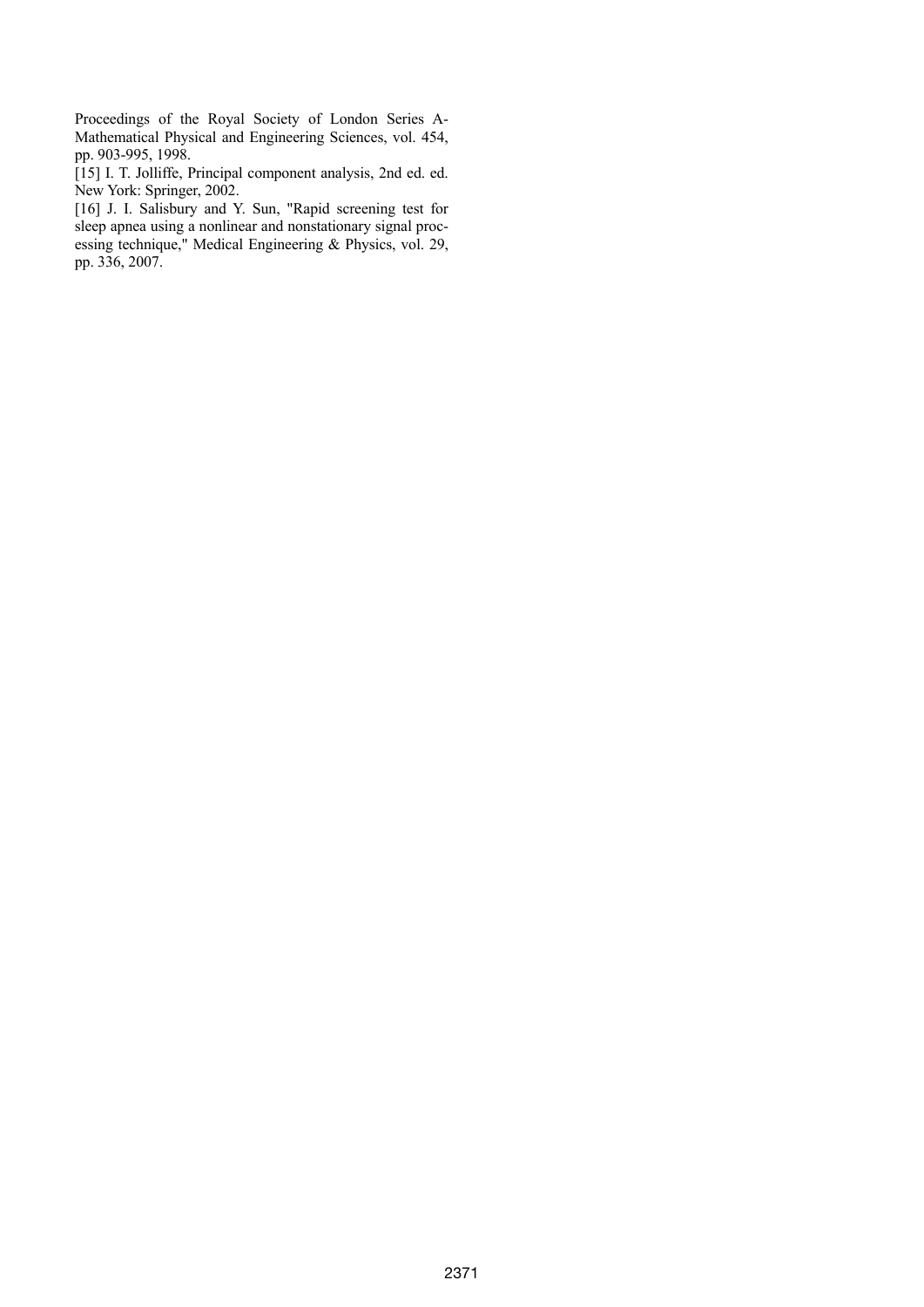Proceedings of the Royal Society of London Series A-Mathematical Physical and Engineering Sciences, vol. 454, pp. 903-995, 1998.

[15] I. T. Jolliffe, Principal component analysis, 2nd ed. ed. New York: Springer, 2002.

[16] J. I. Salisbury and Y. Sun, "Rapid screening test for sleep apnea using a nonlinear and nonstationary signal processing technique," Medical Engineering & Physics, vol. 29, pp. 336, 2007.